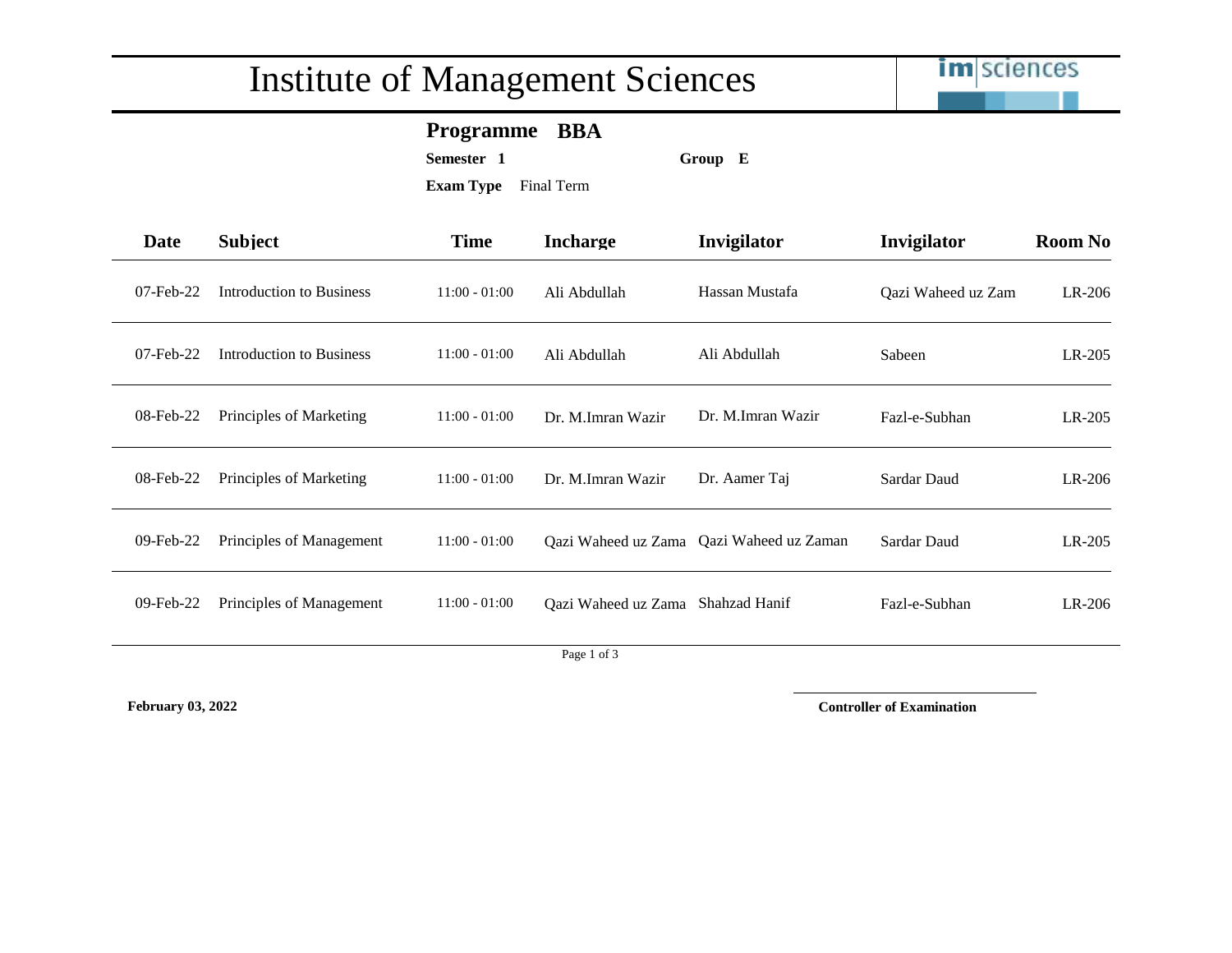# Institute of Management Sciences

**Programme** **BBA**

**Semester** **1** **Group** **E**

**Exam Type** Final Term

| Date | Subject | Time | Incharge | Invigilator | Invigilator | Room No |
|---|---|---|---|---|---|---|
| 07-Feb-22 | Introduction to Business | 11:00 - 01:00 | Ali Abdullah | Hassan Mustafa | Qazi Waheed uz Zam | LR-206 |
| 07-Feb-22 | Introduction to Business | 11:00 - 01:00 | Ali Abdullah | Ali Abdullah | Sabeen | LR-205 |
| 08-Feb-22 | Principles of Marketing | 11:00 - 01:00 | Dr. M.Imran Wazir | Dr. M.Imran Wazir | Fazl-e-Subhan | LR-205 |
| 08-Feb-22 | Principles of Marketing | 11:00 - 01:00 | Dr. M.Imran Wazir | Dr. Aamer Taj | Sardar Daud | LR-206 |
| 09-Feb-22 | Principles of Management | 11:00 - 01:00 | Qazi Waheed uz Zama | Qazi Waheed uz Zaman | Sardar Daud | LR-205 |
| 09-Feb-22 | Principles of Management | 11:00 - 01:00 | Qazi Waheed uz Zama | Shahzad Hanif | Fazl-e-Subhan | LR-206 |

**February 03, 2022**

**Controller of Examination**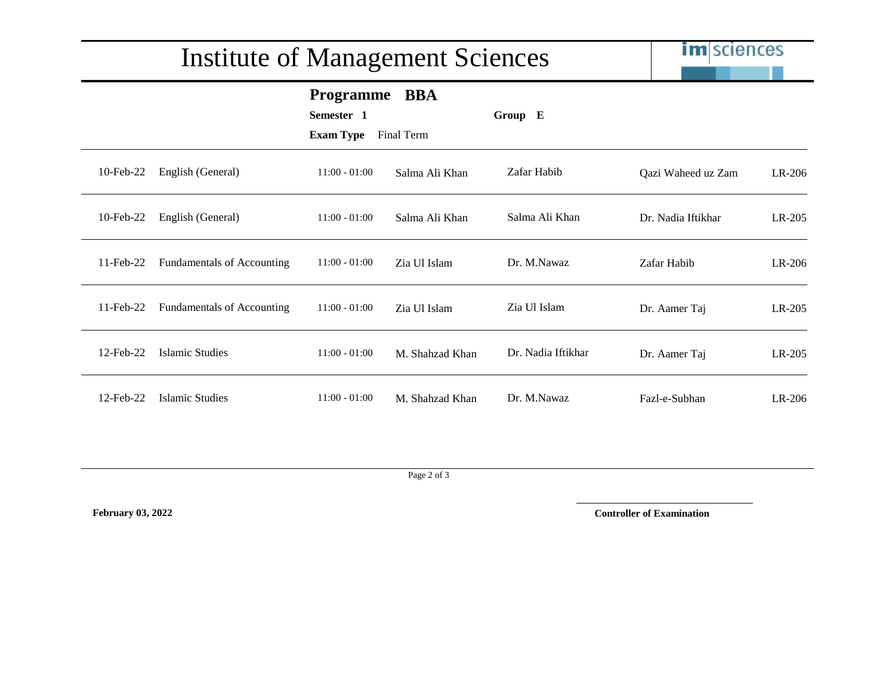# Institute of Management Sciences

imsciences

**Programme BBA**

**Semester 1** **Group E**

**Exam Type** Final Term

| | | | | | | |
|---|---|---|---|---|---|---|
| 10-Feb-22 | English (General) | 11:00 - 01:00 | Salma Ali Khan | Zafar Habib | Qazi Waheed uz Zam | LR-206 |
| 10-Feb-22 | English (General) | 11:00 - 01:00 | Salma Ali Khan | Salma Ali Khan | Dr. Nadia Iftikhar | LR-205 |
| 11-Feb-22 | Fundamentals of Accounting | 11:00 - 01:00 | Zia Ul Islam | Dr. M.Nawaz | Zafar Habib | LR-206 |
| 11-Feb-22 | Fundamentals of Accounting | 11:00 - 01:00 | Zia Ul Islam | Zia Ul Islam | Dr. Aamer Taj | LR-205 |
| 12-Feb-22 | Islamic Studies | 11:00 - 01:00 | M. Shahzad Khan | Dr. Nadia Iftikhar | Dr. Aamer Taj | LR-205 |
| 12-Feb-22 | Islamic Studies | 11:00 - 01:00 | M. Shahzad Khan | Dr. M.Nawaz | Fazl-e-Subhan | LR-206 |

**February 03, 2022**

**Controller of Examination**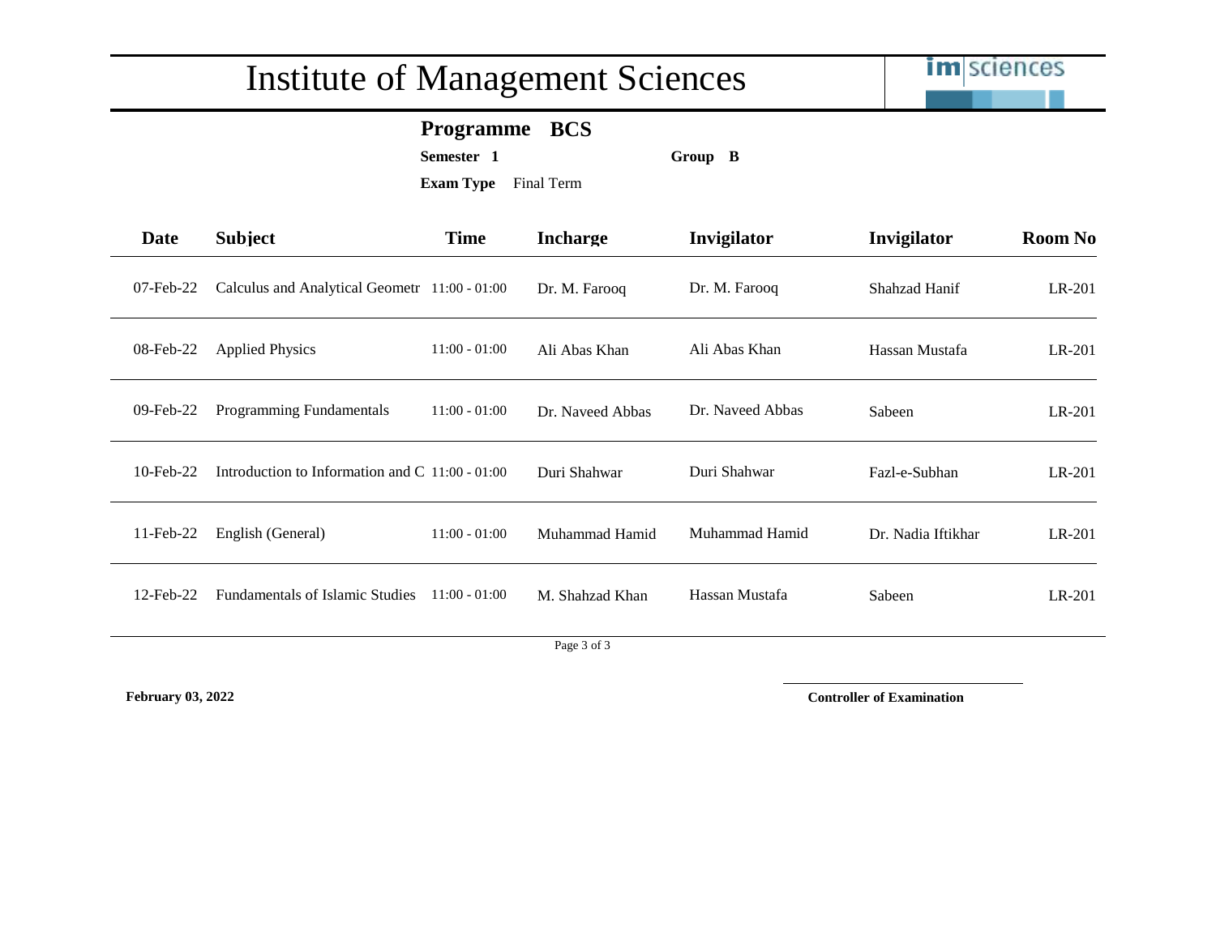# Institute of Management Sciences

**Programme BCS**

**Semester 1** **Group B**

**Exam Type** Final Term

| Date | Subject | Time | Incharge | Invigilator | Invigilator | Room No |
|---|---|---|---|---|---|---|
| 07-Feb-22 | Calculus and Analytical Geometr | 11:00 - 01:00 | Dr. M. Farooq | Dr. M. Farooq | Shahzad Hanif | LR-201 |
| 08-Feb-22 | Applied Physics | 11:00 - 01:00 | Ali Abas Khan | Ali Abas Khan | Hassan Mustafa | LR-201 |
| 09-Feb-22 | Programming Fundamentals | 11:00 - 01:00 | Dr. Naveed Abbas | Dr. Naveed Abbas | Sabeen | LR-201 |
| 10-Feb-22 | Introduction to Information and C | 11:00 - 01:00 | Duri Shahwar | Duri Shahwar | Fazl-e-Subhan | LR-201 |
| 11-Feb-22 | English (General) | 11:00 - 01:00 | Muhammad Hamid | Muhammad Hamid | Dr. Nadia Iftikhar | LR-201 |
| 12-Feb-22 | Fundamentals of Islamic Studies | 11:00 - 01:00 | M. Shahzad Khan | Hassan Mustafa | Sabeen | LR-201 |

**February 03, 2022**

**Controller of Examination**